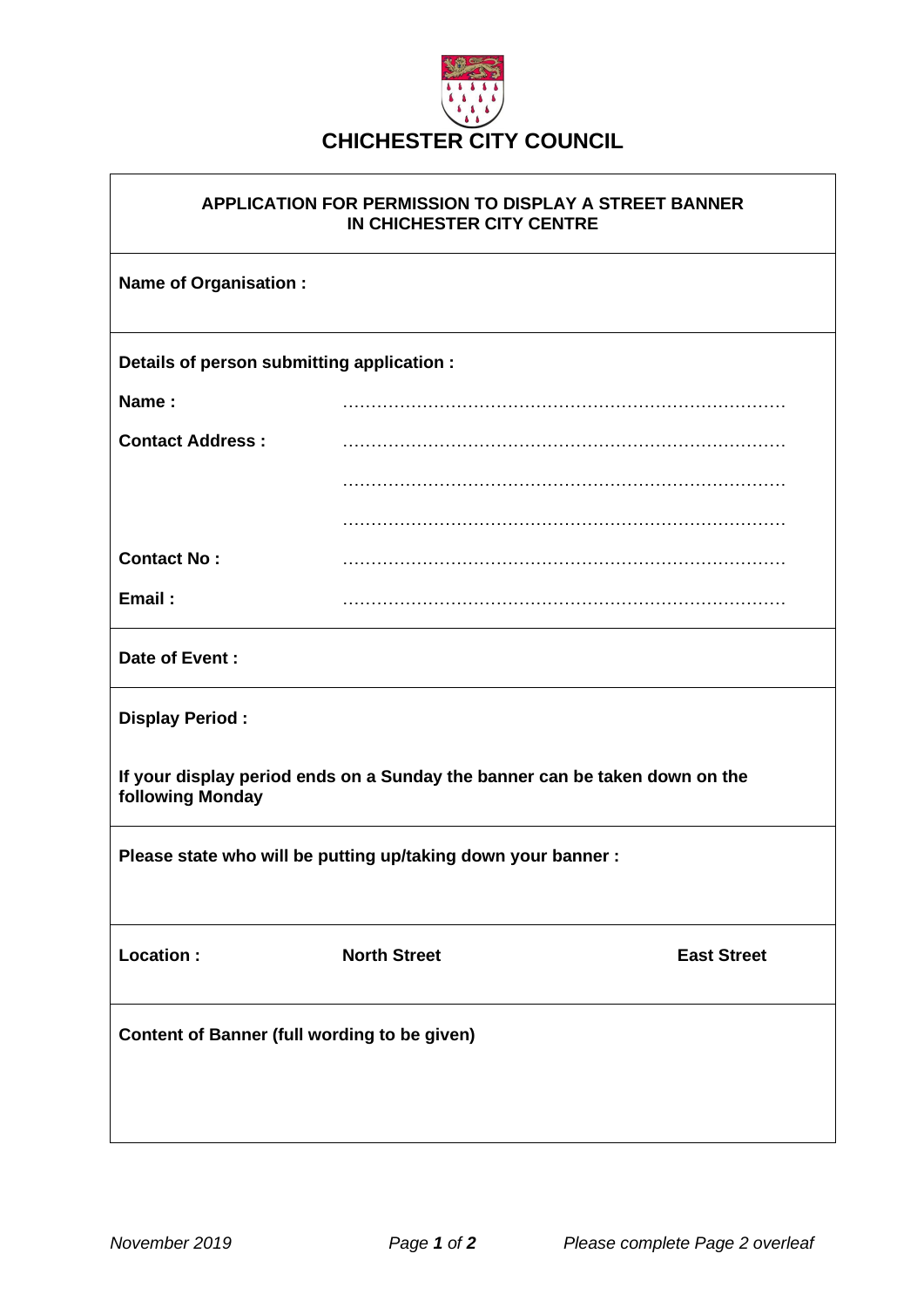# CHICHESTER CITY COUNCIL

## APPLICATION FOR PERMISSION TO DISPLAY A STREET BANNER IN CHICHESTER CITY CENTRE

**Name of Organisation :**

**Details of person submitting application :**

**Name :** ……………………………………………………………………

**Contact Address :** ……………………………………………………………………

……………………………………………………………………

……………………………………………………………………

**Contact No :** ……………………………………………………………………

**Email :** ……………………………………………………………………

**Date of Event :**

**Display Period :**

**If your display period ends on a Sunday the banner can be taken down on the following Monday**

**Please state who will be putting up/taking down your banner :**

**Location :** **North Street** **East Street**

**Content of Banner (full wording to be given)**

*November 2019* *Please complete Page 2 overleaf*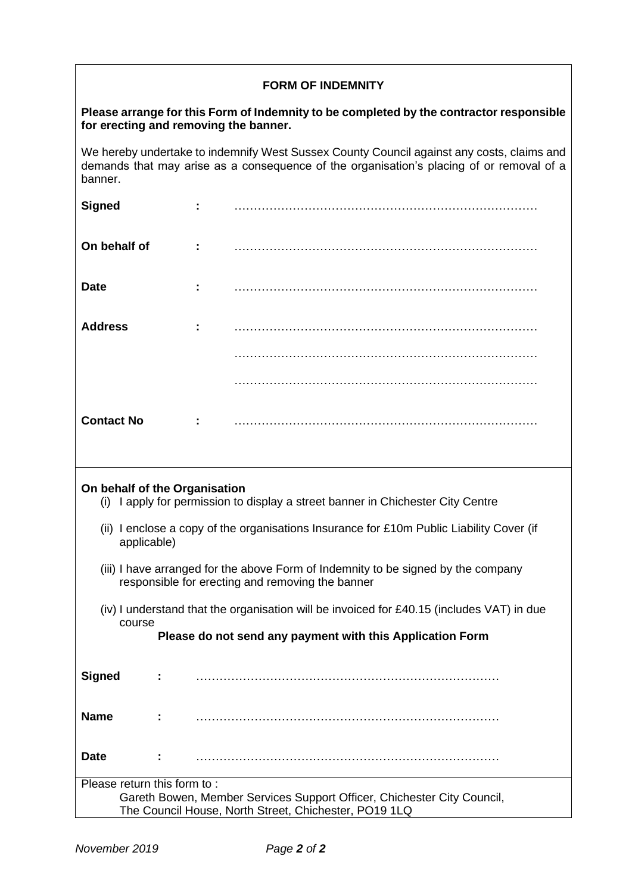## FORM OF INDEMNITY

**Please arrange for this Form of Indemnity to be completed by the contractor responsible for erecting and removing the banner.**

We hereby undertake to indemnify West Sussex County Council against any costs, claims and demands that may arise as a consequence of the organisation's placing of or removal of a banner.

**Signed** : …………………………………………………………………

**On behalf of** : …………………………………………………………………

**Date** : …………………………………………………………………

**Address** : …………………………………………………………………

…………………………………………………………………

…………………………………………………………………

**Contact No** : …………………………………………………………………

**On behalf of the Organisation**

(i) I apply for permission to display a street banner in Chichester City Centre

(ii) I enclose a copy of the organisations Insurance for £10m Public Liability Cover (if applicable)

(iii) I have arranged for the above Form of Indemnity to be signed by the company responsible for erecting and removing the banner

(iv) I understand that the organisation will be invoiced for £40.15 (includes VAT) in due course

**Please do not send any payment with this Application Form**

**Signed** : …………………………………………………………………

**Name** : …………………………………………………………………

**Date** : …………………………………………………………………

Please return this form to :
Gareth Bowen, Member Services Support Officer, Chichester City Council,
The Council House, North Street, Chichester, PO19 1LQ

*November 2019*